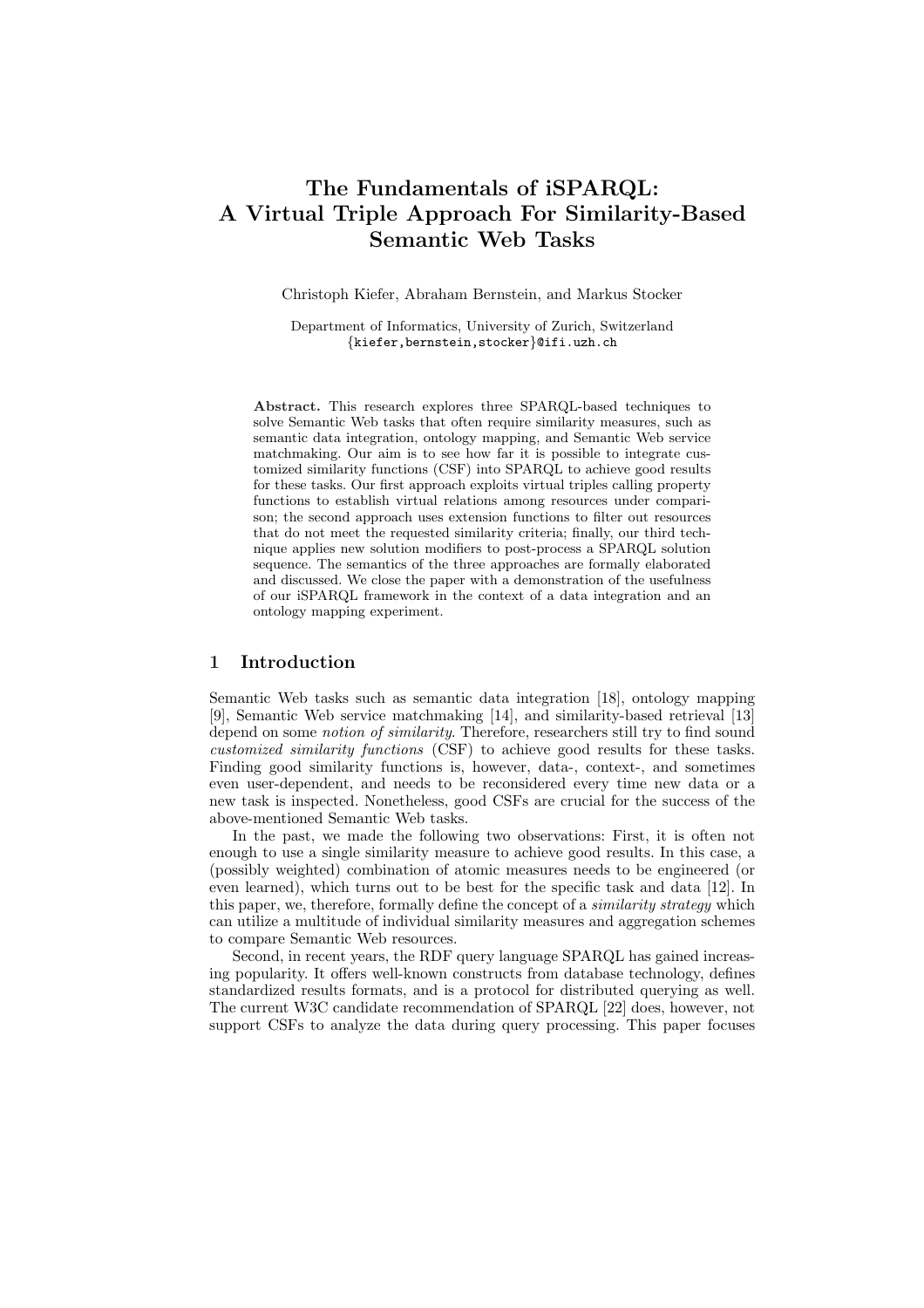# The Fundamentals of iSPARQL: A Virtual Triple Approach For Similarity-Based Semantic Web Tasks

Christoph Kiefer, Abraham Bernstein, and Markus Stocker

Department of Informatics, University of Zurich, Switzerland
{kiefer,bernstein,stocker}@ifi.uzh.ch

**Abstract.** This research explores three SPARQL-based techniques to solve Semantic Web tasks that often require similarity measures, such as semantic data integration, ontology mapping, and Semantic Web service matchmaking. Our aim is to see how far it is possible to integrate customized similarity functions (CSF) into SPARQL to achieve good results for these tasks. Our first approach exploits virtual triples calling property functions to establish virtual relations among resources under comparison; the second approach uses extension functions to filter out resources that do not meet the requested similarity criteria; finally, our third technique applies new solution modifiers to post-process a SPARQL solution sequence. The semantics of the three approaches are formally elaborated and discussed. We close the paper with a demonstration of the usefulness of our iSPARQL framework in the context of a data integration and an ontology mapping experiment.

## 1 Introduction

Semantic Web tasks such as semantic data integration [18], ontology mapping [9], Semantic Web service matchmaking [14], and similarity-based retrieval [13] depend on some *notion of similarity*. Therefore, researchers still try to find sound *customized similarity functions* (CSF) to achieve good results for these tasks. Finding good similarity functions is, however, data-, context-, and sometimes even user-dependent, and needs to be reconsidered every time new data or a new task is inspected. Nonetheless, good CSFs are crucial for the success of the above-mentioned Semantic Web tasks.

In the past, we made the following two observations: First, it is often not enough to use a single similarity measure to achieve good results. In this case, a (possibly weighted) combination of atomic measures needs to be engineered (or even learned), which turns out to be best for the specific task and data [12]. In this paper, we, therefore, formally define the concept of a *similarity strategy* which can utilize a multitude of individual similarity measures and aggregation schemes to compare Semantic Web resources.

Second, in recent years, the RDF query language SPARQL has gained increasing popularity. It offers well-known constructs from database technology, defines standardized results formats, and is a protocol for distributed querying as well. The current W3C candidate recommendation of SPARQL [22] does, however, not support CSFs to analyze the data during query processing. This paper focuses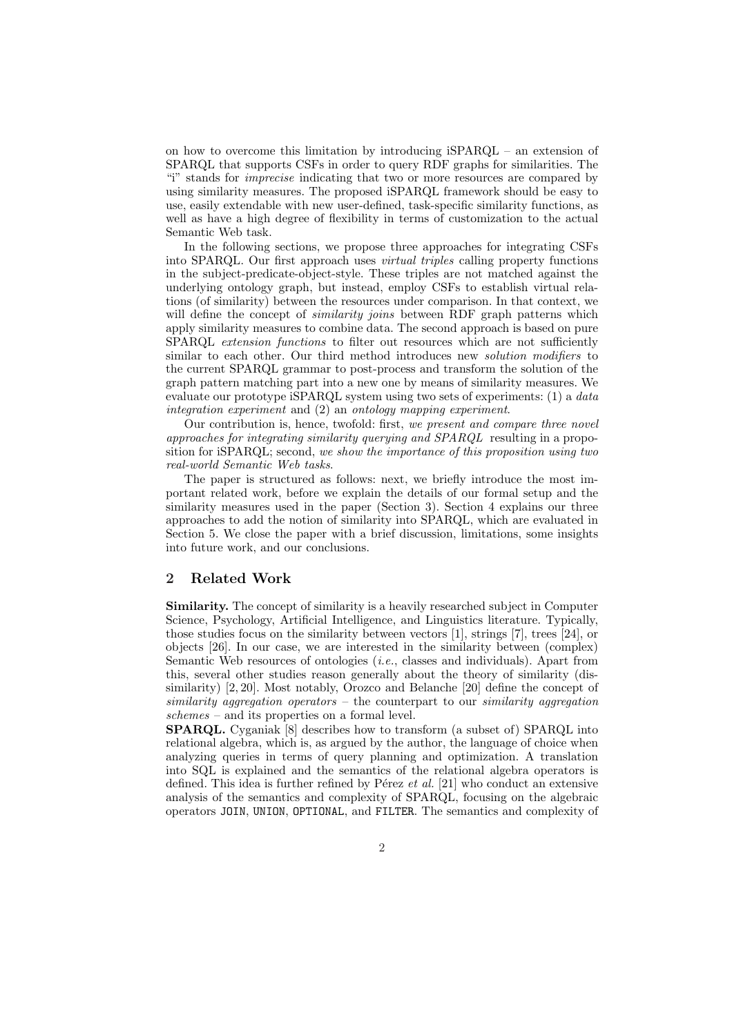on how to overcome this limitation by introducing iSPARQL – an extension of SPARQL that supports CSFs in order to query RDF graphs for similarities. The "i" stands for *imprecise* indicating that two or more resources are compared by using similarity measures. The proposed iSPARQL framework should be easy to use, easily extendable with new user-defined, task-specific similarity functions, as well as have a high degree of flexibility in terms of customization to the actual Semantic Web task.

In the following sections, we propose three approaches for integrating CSFs into SPARQL. Our first approach uses *virtual triples* calling property functions in the subject-predicate-object-style. These triples are not matched against the underlying ontology graph, but instead, employ CSFs to establish virtual relations (of similarity) between the resources under comparison. In that context, we will define the concept of *similarity joins* between RDF graph patterns which apply similarity measures to combine data. The second approach is based on pure SPARQL *extension functions* to filter out resources which are not sufficiently similar to each other. Our third method introduces new *solution modifiers* to the current SPARQL grammar to post-process and transform the solution of the graph pattern matching part into a new one by means of similarity measures. We evaluate our prototype iSPARQL system using two sets of experiments: (1) a *data integration experiment* and (2) an *ontology mapping experiment*.

Our contribution is, hence, twofold: first, *we present and compare three novel approaches for integrating similarity querying and SPARQL* resulting in a proposition for iSPARQL; second, *we show the importance of this proposition using two real-world Semantic Web tasks*.

The paper is structured as follows: next, we briefly introduce the most important related work, before we explain the details of our formal setup and the similarity measures used in the paper (Section 3). Section 4 explains our three approaches to add the notion of similarity into SPARQL, which are evaluated in Section 5. We close the paper with a brief discussion, limitations, some insights into future work, and our conclusions.

## 2 Related Work

**Similarity.** The concept of similarity is a heavily researched subject in Computer Science, Psychology, Artificial Intelligence, and Linguistics literature. Typically, those studies focus on the similarity between vectors [1], strings [7], trees [24], or objects [26]. In our case, we are interested in the similarity between (complex) Semantic Web resources of ontologies (*i.e.*, classes and individuals). Apart from this, several other studies reason generally about the theory of similarity (dissimilarity) [2, 20]. Most notably, Orozco and Belanche [20] define the concept of *similarity aggregation operators* – the counterpart to our *similarity aggregation schemes* – and its properties on a formal level.

**SPARQL.** Cyganiak [8] describes how to transform (a subset of) SPARQL into relational algebra, which is, as argued by the author, the language of choice when analyzing queries in terms of query planning and optimization. A translation into SQL is explained and the semantics of the relational algebra operators is defined. This idea is further refined by Pérez *et al.* [21] who conduct an extensive analysis of the semantics and complexity of SPARQL, focusing on the algebraic operators `JOIN`, `UNION`, `OPTIONAL`, and `FILTER`. The semantics and complexity of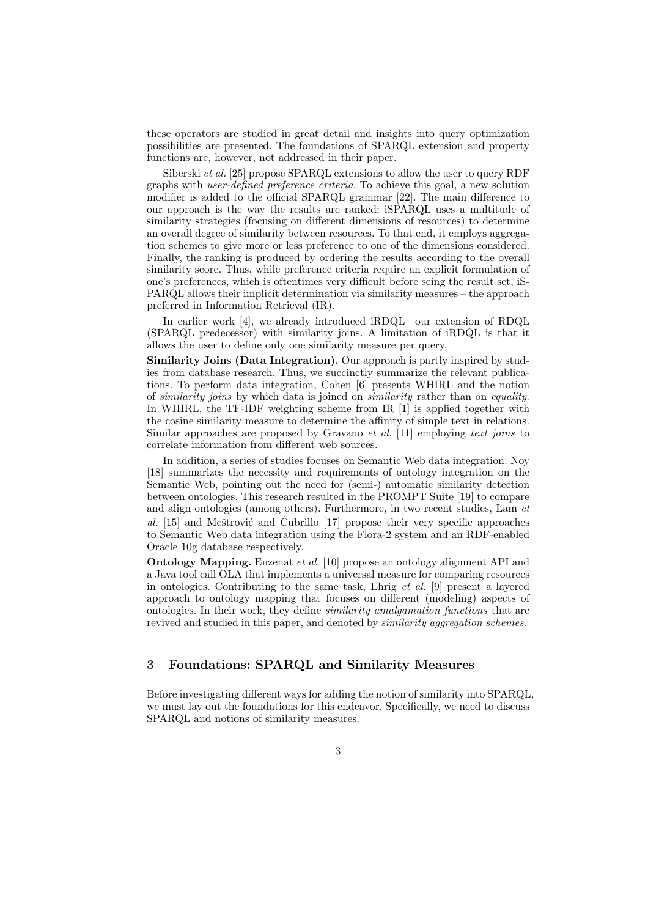these operators are studied in great detail and insights into query optimization possibilities are presented. The foundations of SPARQL extension and property functions are, however, not addressed in their paper.

Siberski *et al.* [25] propose SPARQL extensions to allow the user to query RDF graphs with *user-defined preference criteria*. To achieve this goal, a new solution modifier is added to the official SPARQL grammar [22]. The main difference to our approach is the way the results are ranked: iSPARQL uses a multitude of similarity strategies (focusing on different dimensions of resources) to determine an overall degree of similarity between resources. To that end, it employs aggregation schemes to give more or less preference to one of the dimensions considered. Finally, the ranking is produced by ordering the results according to the overall similarity score. Thus, while preference criteria require an explicit formulation of one's preferences, which is oftentimes very difficult before seing the result set, iSPARQL allows their implicit determination via similarity measures – the approach preferred in Information Retrieval (IR).

In earlier work [4], we already introduced iRDQL– our extension of RDQL (SPARQL predecessor) with similarity joins. A limitation of iRDQL is that it allows the user to define only one similarity measure per query.

**Similarity Joins (Data Integration).** Our approach is partly inspired by studies from database research. Thus, we succinctly summarize the relevant publications. To perform data integration, Cohen [6] presents WHIRL and the notion of *similarity joins* by which data is joined on *similarity* rather than on *equality*. In WHIRL, the TF-IDF weighting scheme from IR [1] is applied together with the cosine similarity measure to determine the affinity of simple text in relations. Similar approaches are proposed by Gravano *et al.* [11] employing *text joins* to correlate information from different web sources.

In addition, a series of studies focuses on Semantic Web data integration: Noy [18] summarizes the necessity and requirements of ontology integration on the Semantic Web, pointing out the need for (semi-) automatic similarity detection between ontologies. This research resulted in the PROMPT Suite [19] to compare and align ontologies (among others). Furthermore, in two recent studies, Lam *et al.* [15] and Meštrović and Ćubrillo [17] propose their very specific approaches to Semantic Web data integration using the Flora-2 system and an RDF-enabled Oracle 10g database respectively.

**Ontology Mapping.** Euzenat *et al.* [10] propose an ontology alignment API and a Java tool call OLA that implements a universal measure for comparing resources in ontologies. Contributing to the same task, Ehrig *et al.* [9] present a layered approach to ontology mapping that focuses on different (modeling) aspects of ontologies. In their work, they define *similarity amalgamation functions* that are revived and studied in this paper, and denoted by *similarity aggregation schemes*.

## 3 Foundations: SPARQL and Similarity Measures

Before investigating different ways for adding the notion of similarity into SPARQL, we must lay out the foundations for this endeavor. Specifically, we need to discuss SPARQL and notions of similarity measures.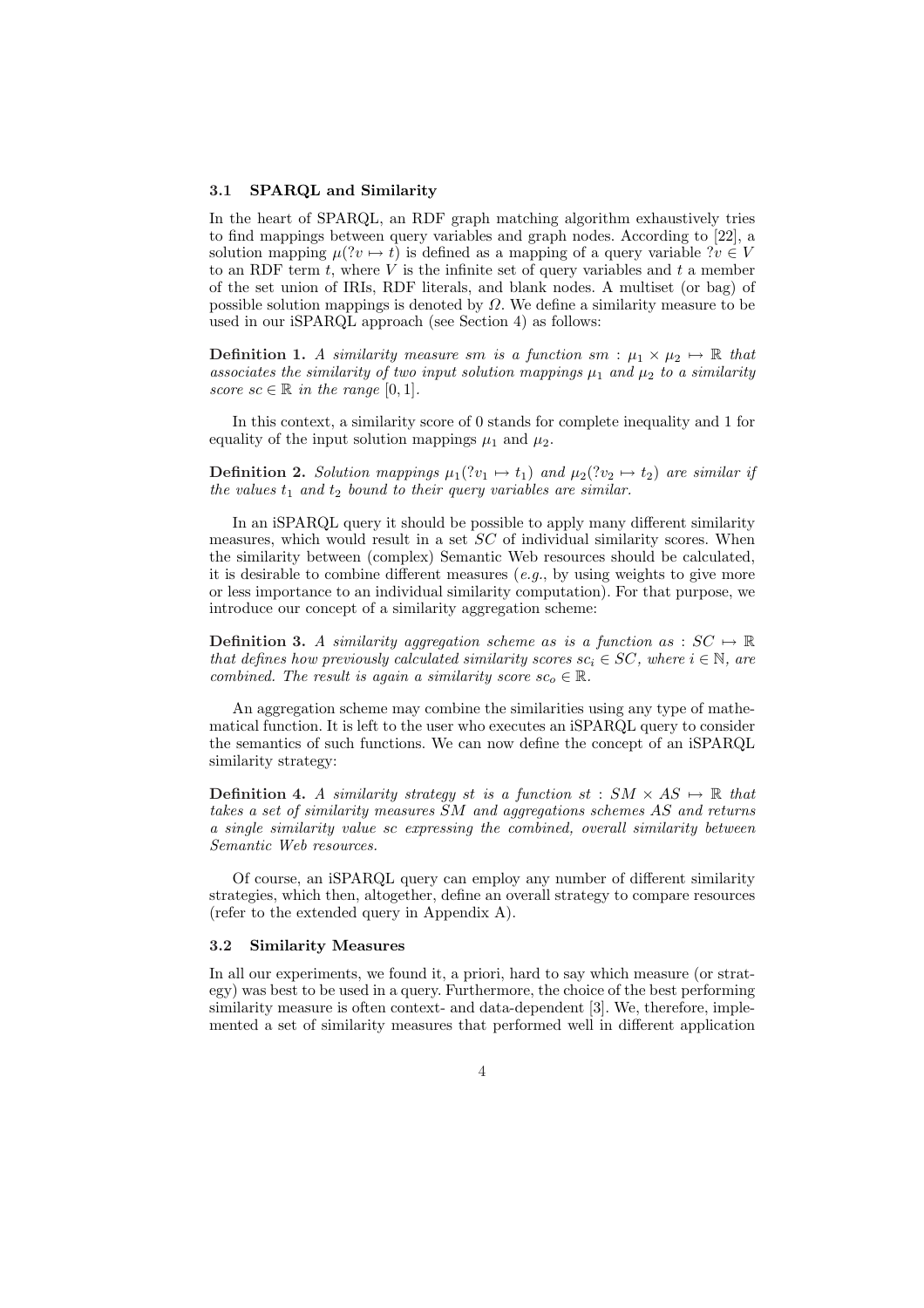### 3.1 SPARQL and Similarity

In the heart of SPARQL, an RDF graph matching algorithm exhaustively tries to find mappings between query variables and graph nodes. According to [22], a solution mapping $\mu(?v \mapsto t)$ is defined as a mapping of a query variable $?v \in V$ to an RDF term $t$, where $V$ is the infinite set of query variables and $t$ a member of the set union of IRIs, RDF literals, and blank nodes. A multiset (or bag) of possible solution mappings is denoted by $\Omega$. We define a similarity measure to be used in our iSPARQL approach (see Section 4) as follows:

**Definition 1.** *A similarity measure sm is a function* $sm : \mu_1 \times \mu_2 \mapsto \mathbb{R}$ *that associates the similarity of two input solution mappings* $\mu_1$ *and* $\mu_2$ *to a similarity score* $sc \in \mathbb{R}$ *in the range* $[0, 1]$.

In this context, a similarity score of 0 stands for complete inequality and 1 for equality of the input solution mappings $\mu_1$ and $\mu_2$.

**Definition 2.** *Solution mappings* $\mu_1(?v_1 \mapsto t_1)$ *and* $\mu_2(?v_2 \mapsto t_2)$ *are similar if the values* $t_1$ *and* $t_2$ *bound to their query variables are similar.*

In an iSPARQL query it should be possible to apply many different similarity measures, which would result in a set $SC$ of individual similarity scores. When the similarity between (complex) Semantic Web resources should be calculated, it is desirable to combine different measures (*e.g.*, by using weights to give more or less importance to an individual similarity computation). For that purpose, we introduce our concept of a similarity aggregation scheme:

**Definition 3.** *A similarity aggregation scheme as is a function* $as : SC \mapsto \mathbb{R}$ *that defines how previously calculated similarity scores* $sc_i \in SC$*, where* $i \in \mathbb{N}$*, are combined. The result is again a similarity score* $sc_o \in \mathbb{R}$.

An aggregation scheme may combine the similarities using any type of mathematical function. It is left to the user who executes an iSPARQL query to consider the semantics of such functions. We can now define the concept of an iSPARQL similarity strategy:

**Definition 4.** *A similarity strategy st is a function* $st : SM \times AS \mapsto \mathbb{R}$ *that takes a set of similarity measures* $SM$ *and aggregations schemes* $AS$ *and returns a single similarity value sc expressing the combined, overall similarity between Semantic Web resources.*

Of course, an iSPARQL query can employ any number of different similarity strategies, which then, altogether, define an overall strategy to compare resources (refer to the extended query in Appendix A).

### 3.2 Similarity Measures

In all our experiments, we found it, a priori, hard to say which measure (or strategy) was best to be used in a query. Furthermore, the choice of the best performing similarity measure is often context- and data-dependent [3]. We, therefore, implemented a set of similarity measures that performed well in different application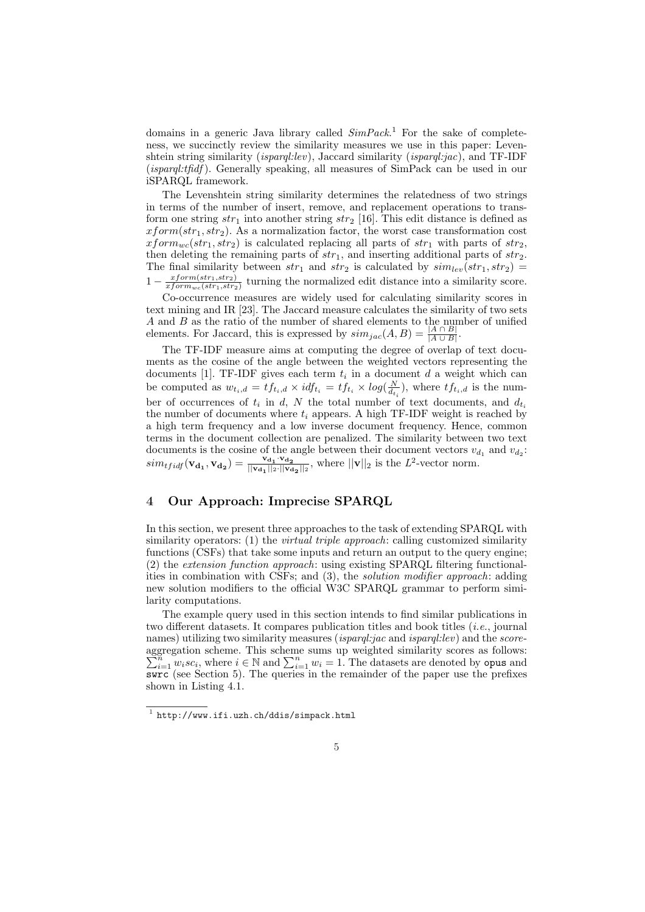domains in a generic Java library called *SimPack*.[1] For the sake of completeness, we succinctly review the similarity measures we use in this paper: Levenshtein string similarity (*isparql:lev*), Jaccard similarity (*isparql:jac*), and TF-IDF (*isparql:tfidf*). Generally speaking, all measures of SimPack can be used in our iSPARQL framework.

The Levenshtein string similarity determines the relatedness of two strings in terms of the number of insert, remove, and replacement operations to transform one string $str_1$ into another string $str_2$ [16]. This edit distance is defined as $xform(str_1, str_2)$. As a normalization factor, the worst case transformation cost $xform_{wc}(str_1, str_2)$ is calculated replacing all parts of $str_1$ with parts of $str_2$, then deleting the remaining parts of $str_1$, and inserting additional parts of $str_2$. The final similarity between $str_1$ and $str_2$ is calculated by $sim_{lev}(str_1, str_2) = 1 - \frac{xform(str_1, str_2)}{xform_{wc}(str_1, str_2)}$ turning the normalized edit distance into a similarity score.

Co-occurrence measures are widely used for calculating similarity scores in text mining and IR [23]. The Jaccard measure calculates the similarity of two sets $A$ and $B$ as the ratio of the number of shared elements to the number of unified elements. For Jaccard, this is expressed by $sim_{jac}(A, B) = \frac{|A \cap B|}{|A \cup B|}$.

The TF-IDF measure aims at computing the degree of overlap of text documents as the cosine of the angle between the weighted vectors representing the documents [1]. TF-IDF gives each term $t_i$ in a document $d$ a weight which can be computed as $w_{t_i,d} = tf_{t_i,d} \times idf_{t_i} = tf_{t_i} \times log(\frac{N}{d_{t_i}})$, where $tf_{t_i,d}$ is the number of occurrences of $t_i$ in $d$, $N$ the total number of text documents, and $d_{t_i}$ the number of documents where $t_i$ appears. A high TF-IDF weight is reached by a high term frequency and a low inverse document frequency. Hence, common terms in the document collection are penalized. The similarity between two text documents is the cosine of the angle between their document vectors $v_{d_1}$ and $v_{d_2}$: $sim_{tfidf}(\mathbf{v_{d_1}}, \mathbf{v_{d_2}}) = \frac{\mathbf{v_{d_1}} \cdot \mathbf{v_{d_2}}}{||\mathbf{v_{d_1}}||_2 \cdot ||\mathbf{v_{d_2}}||_2}$, where $||\mathbf{v}||_2$ is the $L^2$-vector norm.

## 4 Our Approach: Imprecise SPARQL

In this section, we present three approaches to the task of extending SPARQL with similarity operators: (1) the *virtual triple approach*: calling customized similarity functions (CSFs) that take some inputs and return an output to the query engine; (2) the *extension function approach*: using existing SPARQL filtering functionalities in combination with CSFs; and (3), the *solution modifier approach*: adding new solution modifiers to the official W3C SPARQL grammar to perform similarity computations.

The example query used in this section intends to find similar publications in two different datasets. It compares publication titles and book titles (*i.e.*, journal names) utilizing two similarity measures (*isparql:jac* and *isparql:lev*) and the *score-aggregation scheme*. This scheme sums up weighted similarity scores as follows: $\sum_{i=1}^{n} w_i sc_i$, where $i \in \mathbb{N}$ and $\sum_{i=1}^{n} w_i = 1$. The datasets are denoted by `opus` and `swrc` (see Section 5). The queries in the remainder of the paper use the prefixes shown in Listing 4.1.

[1] http://www.ifi.uzh.ch/ddis/simpack.html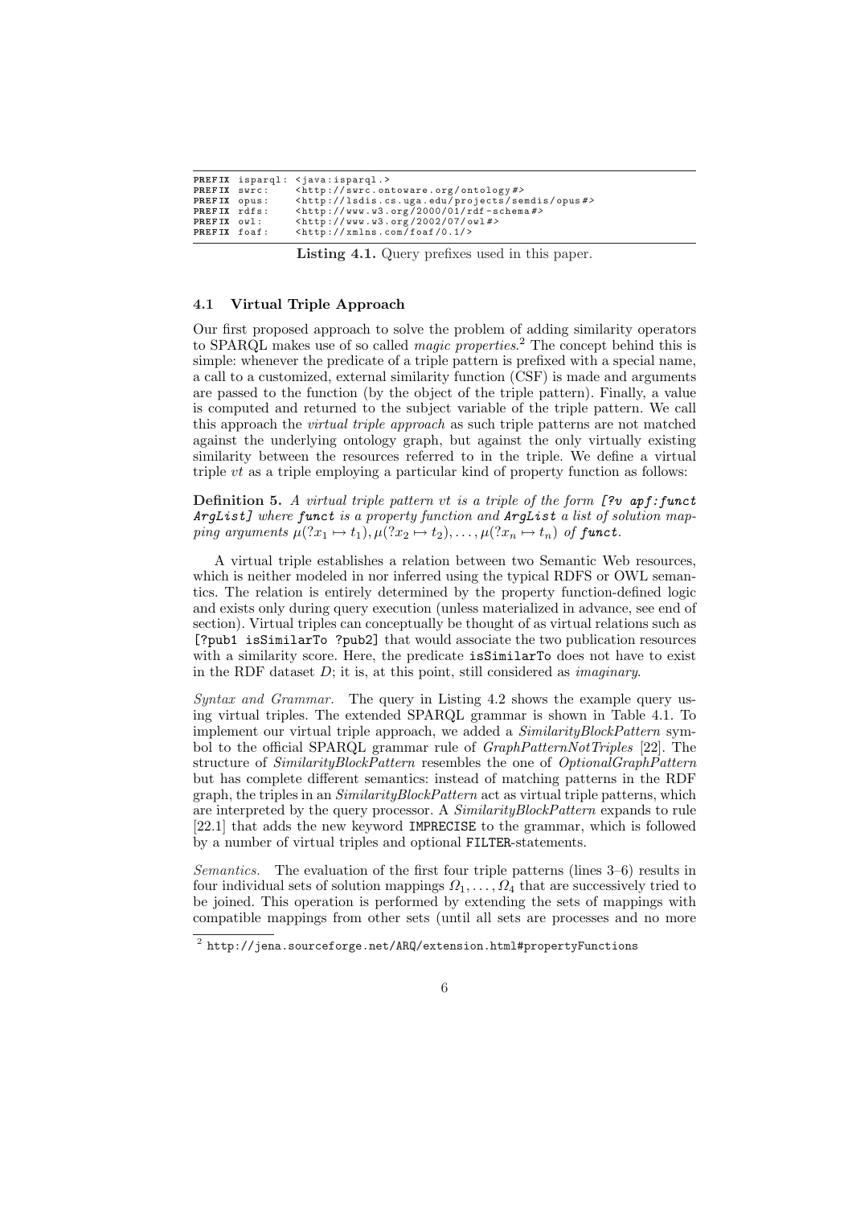```
PREFIX isparql: <java:isparql.>
PREFIX swrc:    <http://swrc.ontoware.org/ontology#>
PREFIX opus:    <http://lsdis.cs.uga.edu/projects/semdis/opus#>
PREFIX rdfs:    <http://www.w3.org/2000/01/rdf-schema#>
PREFIX owl:     <http://www.w3.org/2002/07/owl#>
PREFIX foaf:    <http://xmlns.com/foaf/0.1/>
```

**Listing 4.1.** Query prefixes used in this paper.

### 4.1 Virtual Triple Approach

Our first proposed approach to solve the problem of adding similarity operators to SPARQL makes use of so called *magic properties*.[2] The concept behind this is simple: whenever the predicate of a triple pattern is prefixed with a special name, a call to a customized, external similarity function (CSF) is made and arguments are passed to the function (by the object of the triple pattern). Finally, a value is computed and returned to the subject variable of the triple pattern. We call this approach the *virtual triple approach* as such triple patterns are not matched against the underlying ontology graph, but against the only virtually existing similarity between the resources referred to in the triple. We define a virtual triple *vt* as a triple employing a particular kind of property function as follows:

**Definition 5.** *A virtual triple pattern vt is a triple of the form* `[?v apf:funct ArgList]` *where* `funct` *is a property function and* `ArgList` *a list of solution mapping arguments* $\mu(?x_1 \mapsto t_1), \mu(?x_2 \mapsto t_2), \ldots, \mu(?x_n \mapsto t_n)$ *of* `funct`*.*

A virtual triple establishes a relation between two Semantic Web resources, which is neither modeled in nor inferred using the typical RDFS or OWL semantics. The relation is entirely determined by the property function-defined logic and exists only during query execution (unless materialized in advance, see end of section). Virtual triples can conceptually be thought of as virtual relations such as `[?pub1 isSimilarTo ?pub2]` that would associate the two publication resources with a similarity score. Here, the predicate `isSimilarTo` does not have to exist in the RDF dataset $D$; it is, at this point, still considered as *imaginary*.

*Syntax and Grammar.* The query in Listing 4.2 shows the example query using virtual triples. The extended SPARQL grammar is shown in Table 4.1. To implement our virtual triple approach, we added a *SimilarityBlockPattern* symbol to the official SPARQL grammar rule of *GraphPatternNotTriples* [22]. The structure of *SimilarityBlockPattern* resembles the one of *OptionalGraphPattern* but has complete different semantics: instead of matching patterns in the RDF graph, the triples in an *SimilarityBlockPattern* act as virtual triple patterns, which are interpreted by the query processor. A *SimilarityBlockPattern* expands to rule [22.1] that adds the new keyword `IMPRECISE` to the grammar, which is followed by a number of virtual triples and optional `FILTER`-statements.

*Semantics.* The evaluation of the first four triple patterns (lines 3–6) results in four individual sets of solution mappings $\Omega_1, \ldots, \Omega_4$ that are successively tried to be joined. This operation is performed by extending the sets of mappings with compatible mappings from other sets (until all sets are processes and no more

[2] http://jena.sourceforge.net/ARQ/extension.html#propertyFunctions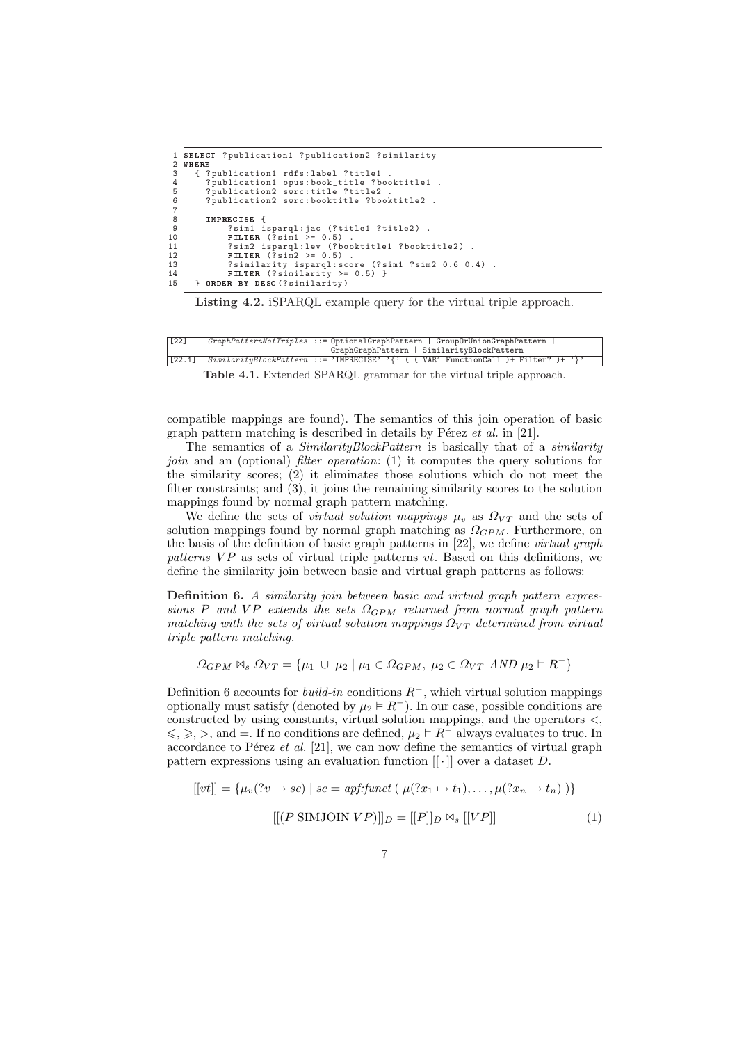```
1 SELECT ?publication1 ?publication2 ?similarity
2 WHERE
3   { ?publication1 rdfs:label ?title1 .
4     ?publication1 opus:book_title ?booktitle1 .
5     ?publication2 swrc:title ?title2 .
6     ?publication2 swrc:booktitle ?booktitle2 .
7
8     IMPRECISE {
9         ?sim1 isparql:jac (?title1 ?title2) .
10        FILTER (?sim1 >= 0.5) .
11        ?sim2 isparql:lev (?booktitle1 ?booktitle2) .
12        FILTER (?sim2 >= 0.5) .
13        ?similarity isparql:score (?sim1 ?sim2 0.6 0.4) .
14        FILTER (?similarity >= 0.5) }
15  } ORDER BY DESC(?similarity)
```

**Listing 4.2.** iSPARQL example query for the virtual triple approach.

| | | |
|---|---|---|
| [22] | *GraphPatternNotTriples* ::= | OptionalGraphPattern \| GroupOrUnionGraphPattern \| GraphGraphPattern \| SimilarityBlockPattern |
| [22.1] | *SimilarityBlockPattern* ::= | 'IMPRECISE' '{' ( ( VAR1 FunctionCall )+ Filter? )+ '}' |

**Table 4.1.** Extended SPARQL grammar for the virtual triple approach.

compatible mappings are found). The semantics of this join operation of basic graph pattern matching is described in details by Pérez *et al.* in [21].

The semantics of a *SimilarityBlockPattern* is basically that of a *similarity join* and an (optional) *filter operation*: (1) it computes the query solutions for the similarity scores; (2) it eliminates those solutions which do not meet the filter constraints; and (3), it joins the remaining similarity scores to the solution mappings found by normal graph pattern matching.

We define the sets of *virtual solution mappings* $\mu_v$ as $\Omega_{VT}$ and the sets of solution mappings found by normal graph matching as $\Omega_{GPM}$. Furthermore, on the basis of the definition of basic graph patterns in [22], we define *virtual graph patterns* $VP$ as sets of virtual triple patterns $vt$. Based on this definitions, we define the similarity join between basic and virtual graph patterns as follows:

**Definition 6.** *A similarity join between basic and virtual graph pattern expressions $P$ and $VP$ extends the sets $\Omega_{GPM}$ returned from normal graph pattern matching with the sets of virtual solution mappings $\Omega_{VT}$ determined from virtual triple pattern matching.*

$$\Omega_{GPM} \bowtie_s \Omega_{VT} = \{\mu_1 \cup \mu_2 \mid \mu_1 \in \Omega_{GPM},\ \mu_2 \in \Omega_{VT} \ AND \ \mu_2 \vDash R^-\}$$

Definition 6 accounts for *build-in* conditions $R^-$, which virtual solution mappings optionally must satisfy (denoted by $\mu_2 \vDash R^-$). In our case, possible conditions are constructed by using constants, virtual solution mappings, and the operators $<$, $\leqslant$, $\geqslant$, $>$, and $=$. If no conditions are defined, $\mu_2 \vDash R^-$ always evaluates to true. In accordance to Pérez *et al.* [21], we can now define the semantics of virtual graph pattern expressions using an evaluation function $[[\cdot]]$ over a dataset $D$.

$$[[vt]] = \{\mu_v(?v \mapsto sc) \mid sc = apf{:}funct\ (\ \mu(?x_1 \mapsto t_1), \ldots, \mu(?x_n \mapsto t_n)\ )\}$$

$$[[(P \text{ SIMJOIN } VP)]]_D = [[P]]_D \bowtie_s [[VP]] \tag{1}$$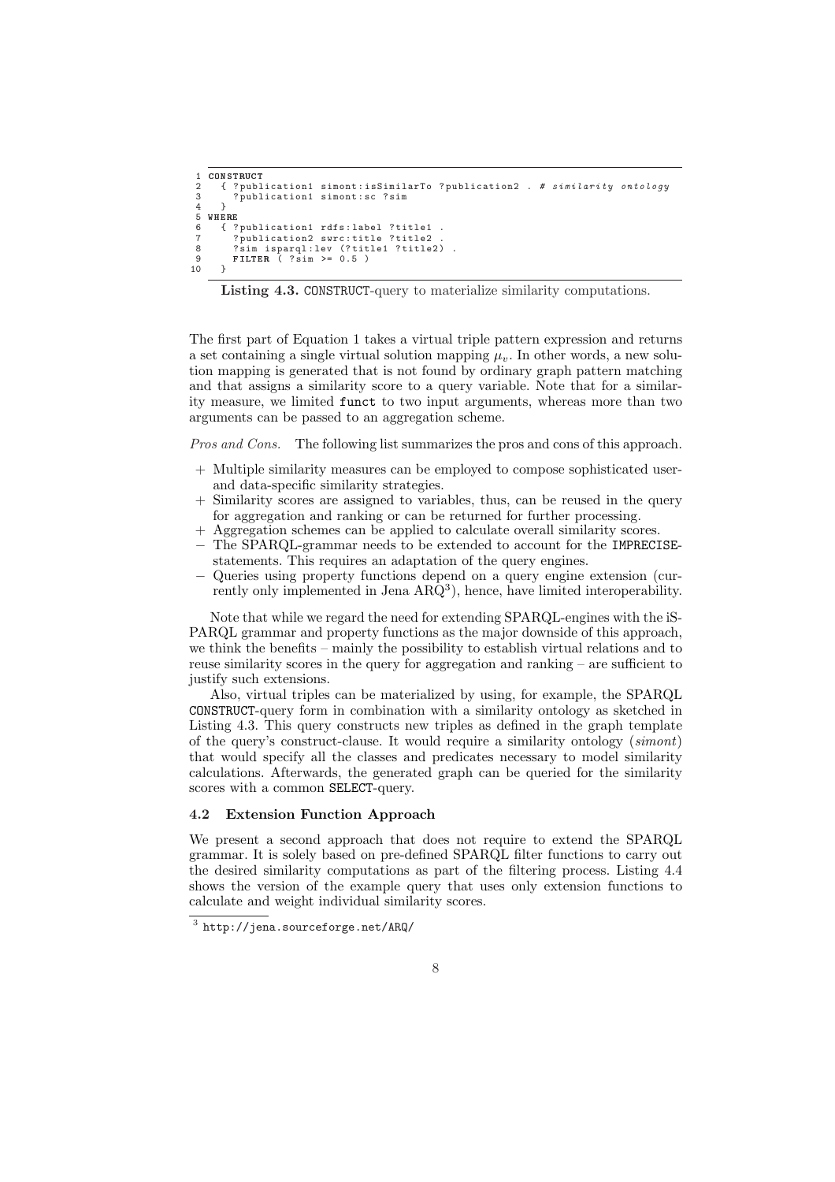```
1 CONSTRUCT
2   { ?publication1 simont:isSimilarTo ?publication2 . # similarity ontology
3     ?publication1 simont:sc ?sim
4   }
5 WHERE
6   { ?publication1 rdfs:label ?title1 .
7     ?publication2 swrc:title ?title2 .
8     ?sim isparql:lev (?title1 ?title2) .
9     FILTER ( ?sim >= 0.5 )
10  }
```

**Listing 4.3.** CONSTRUCT-query to materialize similarity computations.

The first part of Equation 1 takes a virtual triple pattern expression and returns a set containing a single virtual solution mapping $\mu_v$. In other words, a new solution mapping is generated that is not found by ordinary graph pattern matching and that assigns a similarity score to a query variable. Note that for a similarity measure, we limited `funct` to two input arguments, whereas more than two arguments can be passed to an aggregation scheme.

*Pros and Cons.* The following list summarizes the pros and cons of this approach.

- + Multiple similarity measures can be employed to compose sophisticated user- and data-specific similarity strategies.
- + Similarity scores are assigned to variables, thus, can be reused in the query for aggregation and ranking or can be returned for further processing.
- + Aggregation schemes can be applied to calculate overall similarity scores.
- − The SPARQL-grammar needs to be extended to account for the `IMPRECISE`-statements. This requires an adaptation of the query engines.
- − Queries using property functions depend on a query engine extension (currently only implemented in Jena ARQ[3]), hence, have limited interoperability.

Note that while we regard the need for extending SPARQL-engines with the iSPARQL grammar and property functions as the major downside of this approach, we think the benefits – mainly the possibility to establish virtual relations and to reuse similarity scores in the query for aggregation and ranking – are sufficient to justify such extensions.

Also, virtual triples can be materialized by using, for example, the SPARQL `CONSTRUCT`-query form in combination with a similarity ontology as sketched in Listing 4.3. This query constructs new triples as defined in the graph template of the query's construct-clause. It would require a similarity ontology (*simont*) that would specify all the classes and predicates necessary to model similarity calculations. Afterwards, the generated graph can be queried for the similarity scores with a common `SELECT`-query.

### 4.2 Extension Function Approach

We present a second approach that does not require to extend the SPARQL grammar. It is solely based on pre-defined SPARQL filter functions to carry out the desired similarity computations as part of the filtering process. Listing 4.4 shows the version of the example query that uses only extension functions to calculate and weight individual similarity scores.

[3] `http://jena.sourceforge.net/ARQ/`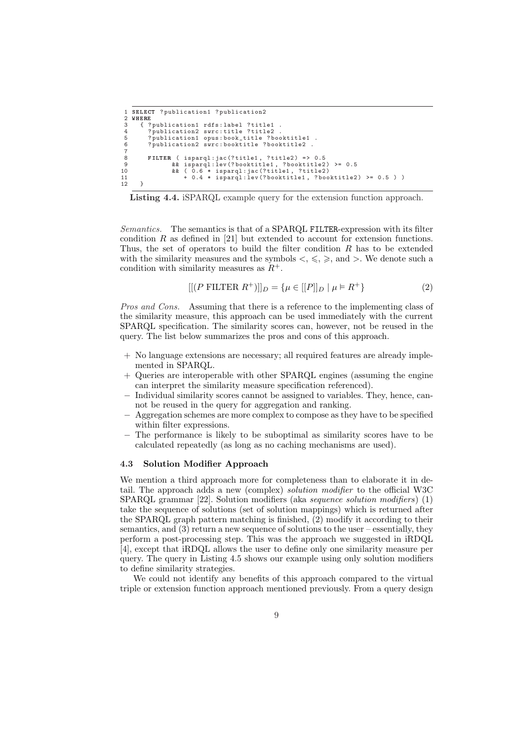```
1 SELECT ?publication1 ?publication2
2 WHERE
3   { ?publication1 rdfs:label ?title1 .
4     ?publication2 swrc:title ?title2 .
5     ?publication1 opus:book_title ?booktitle1 .
6     ?publication2 swrc:booktitle ?booktitle2 .
7
8     FILTER ( isparql:jac(?title1, ?title2) => 0.5
9            && isparql:lev(?booktitle1, ?booktitle2) >= 0.5
10           && ( 0.6 * isparql:jac(?title1, ?title2)
11              + 0.4 * isparql:lev(?booktitle1, ?booktitle2) >= 0.5 ) )
12   }
```

**Listing 4.4.** iSPARQL example query for the extension function approach.

*Semantics.* The semantics is that of a SPARQL FILTER-expression with its filter condition $R$ as defined in [21] but extended to account for extension functions. Thus, the set of operators to build the filter condition $R$ has to be extended with the similarity measures and the symbols $<$, $\leqslant$, $\geqslant$, and $>$. We denote such a condition with similarity measures as $R^+$.

$$[[(P \text{ FILTER } R^+)]]_D = \{\mu \in [[P]]_D \mid \mu \vDash R^+\} \tag{2}$$

*Pros and Cons.* Assuming that there is a reference to the implementing class of the similarity measure, this approach can be used immediately with the current SPARQL specification. The similarity scores can, however, not be reused in the query. The list below summarizes the pros and cons of this approach.

+ No language extensions are necessary; all required features are already implemented in SPARQL.
+ Queries are interoperable with other SPARQL engines (assuming the engine can interpret the similarity measure specification referenced).
– Individual similarity scores cannot be assigned to variables. They, hence, cannot be reused in the query for aggregation and ranking.
– Aggregation schemes are more complex to compose as they have to be specified within filter expressions.
– The performance is likely to be suboptimal as similarity scores have to be calculated repeatedly (as long as no caching mechanisms are used).

### 4.3 Solution Modifier Approach

We mention a third approach more for completeness than to elaborate it in detail. The approach adds a new (complex) *solution modifier* to the official W3C SPARQL grammar [22]. Solution modifiers (aka *sequence solution modifiers*) (1) take the sequence of solutions (set of solution mappings) which is returned after the SPARQL graph pattern matching is finished, (2) modify it according to their semantics, and (3) return a new sequence of solutions to the user – essentially, they perform a post-processing step. This was the approach we suggested in iRDQL [4], except that iRDQL allows the user to define only one similarity measure per query. The query in Listing 4.5 shows our example using only solution modifiers to define similarity strategies.

We could not identify any benefits of this approach compared to the virtual triple or extension function approach mentioned previously. From a query design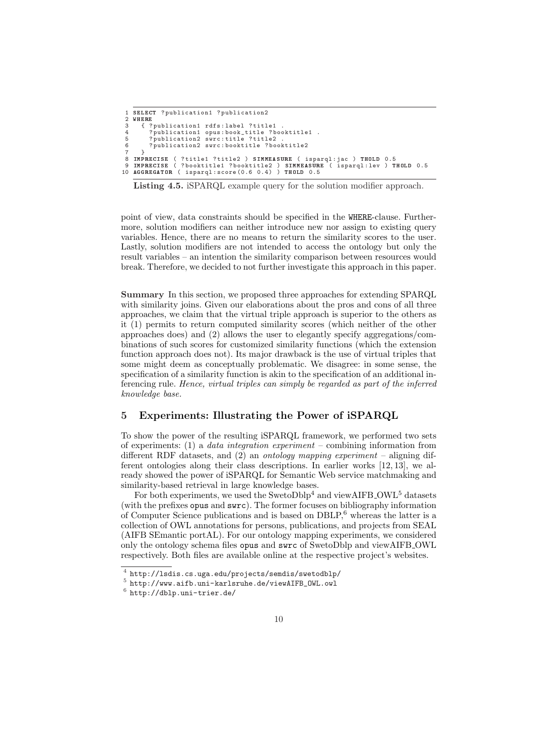```
1 SELECT ?publication1 ?publication2
2 WHERE
3   { ?publication1 rdfs:label ?title1 .
4     ?publication1 opus:book_title ?booktitle1 .
5     ?publication2 swrc:title ?title2 .
6     ?publication2 swrc:booktitle ?booktitle2
7   }
8 IMPRECISE ( ?title1 ?title2 ) SIMMEASURE ( isparql:jac ) THOLD 0.5
9 IMPRECISE ( ?booktitle1 ?booktitle2 ) SIMMEASURE ( isparql:lev ) THOLD 0.5
10 AGGREGATOR ( isparql:score(0.6 0.4) ) THOLD 0.5
```

**Listing 4.5.** iSPARQL example query for the solution modifier approach.

point of view, data constraints should be specified in the WHERE-clause. Furthermore, solution modifiers can neither introduce new nor assign to existing query variables. Hence, there are no means to return the similarity scores to the user. Lastly, solution modifiers are not intended to access the ontology but only the result variables – an intention the similarity comparison between resources would break. Therefore, we decided to not further investigate this approach in this paper.

**Summary** In this section, we proposed three approaches for extending SPARQL with similarity joins. Given our elaborations about the pros and cons of all three approaches, we claim that the virtual triple approach is superior to the others as it (1) permits to return computed similarity scores (which neither of the other approaches does) and (2) allows the user to elegantly specify aggregations/combinations of such scores for customized similarity functions (which the extension function approach does not). Its major drawback is the use of virtual triples that some might deem as conceptually problematic. We disagree: in some sense, the specification of a similarity function is akin to the specification of an additional inferencing rule. *Hence, virtual triples can simply be regarded as part of the inferred knowledge base.*

## 5 Experiments: Illustrating the Power of iSPARQL

To show the power of the resulting iSPARQL framework, we performed two sets of experiments: (1) a *data integration experiment* – combining information from different RDF datasets, and (2) an *ontology mapping experiment* – aligning different ontologies along their class descriptions. In earlier works [12, 13], we already showed the power of iSPARQL for Semantic Web service matchmaking and similarity-based retrieval in large knowledge bases.

For both experiments, we used the SwetoDblp[4] and viewAIFB_OWL[5] datasets (with the prefixes opus and swrc). The former focuses on bibliography information of Computer Science publications and is based on DBLP,[6] whereas the latter is a collection of OWL annotations for persons, publications, and projects from SEAL (AIFB SEmantic portAL). For our ontology mapping experiments, we considered only the ontology schema files opus and swrc of SwetoDblp and viewAIFB_OWL respectively. Both files are available online at the respective project's websites.

---

[4] http://lsdis.cs.uga.edu/projects/semdis/swetodblp/

[5] http://www.aifb.uni-karlsruhe.de/viewAIFB_OWL.owl

[6] http://dblp.uni-trier.de/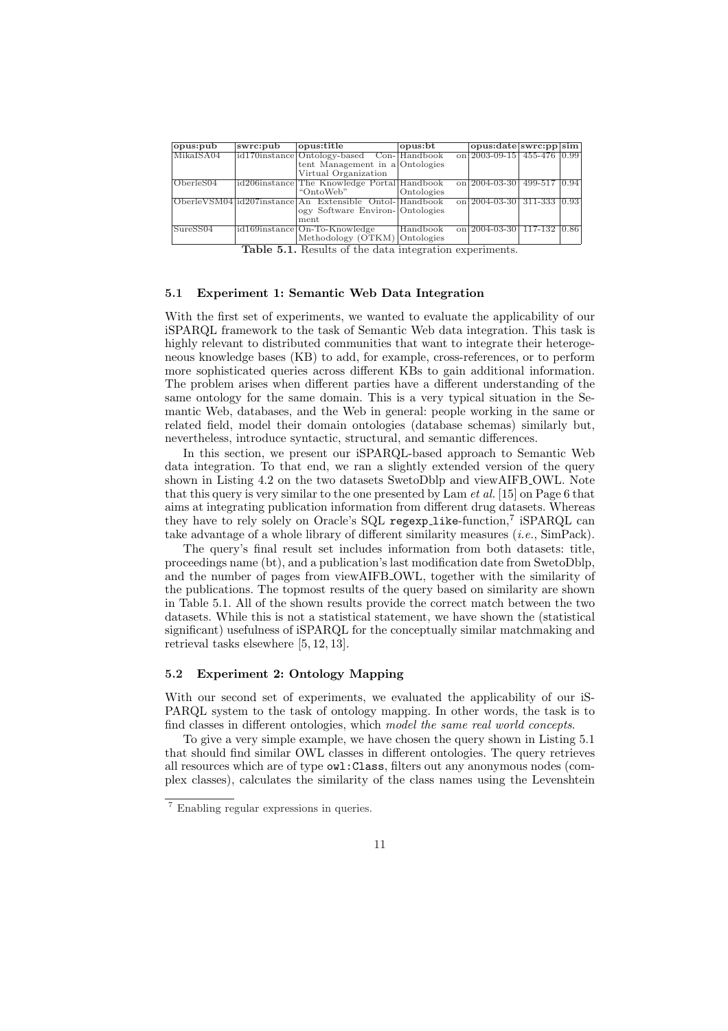| opus:pub | swrc:pub | opus:title | opus:bt | opus:date | swrc:pp | sim |
|---|---|---|---|---|---|---|
| MikaISA04 | id170instance | Ontology-based Content Management in a Virtual Organization | Handbook on Ontologies | 2003-09-15 | 455-476 | 0.99 |
| OberleS04 | id206instance | The Knowledge Portal "OntoWeb" | Handbook on Ontologies | 2004-03-30 | 499-517 | 0.94 |
| OberleVSM04 | id207instance | An Extensible Ontology Software Environment | Handbook on Ontologies | 2004-03-30 | 311-333 | 0.93 |
| SureSS04 | id169instance | On-To-Knowledge Methodology (OTKM) | Handbook on Ontologies | 2004-03-30 | 117-132 | 0.86 |

**Table 5.1.** Results of the data integration experiments.

### 5.1 Experiment 1: Semantic Web Data Integration

With the first set of experiments, we wanted to evaluate the applicability of our iSPARQL framework to the task of Semantic Web data integration. This task is highly relevant to distributed communities that want to integrate their heterogeneous knowledge bases (KB) to add, for example, cross-references, or to perform more sophisticated queries across different KBs to gain additional information. The problem arises when different parties have a different understanding of the same ontology for the same domain. This is a very typical situation in the Semantic Web, databases, and the Web in general: people working in the same or related field, model their domain ontologies (database schemas) similarly but, nevertheless, introduce syntactic, structural, and semantic differences.

In this section, we present our iSPARQL-based approach to Semantic Web data integration. To that end, we ran a slightly extended version of the query shown in Listing 4.2 on the two datasets SwetoDblp and viewAIFB_OWL. Note that this query is very similar to the one presented by Lam *et al.* [15] on Page 6 that aims at integrating publication information from different drug datasets. Whereas they have to rely solely on Oracle's SQL `regexp_like`-function,[7] iSPARQL can take advantage of a whole library of different similarity measures (*i.e.*, SimPack).

The query's final result set includes information from both datasets: title, proceedings name (bt), and a publication's last modification date from SwetoDblp, and the number of pages from viewAIFB_OWL, together with the similarity of the publications. The topmost results of the query based on similarity are shown in Table 5.1. All of the shown results provide the correct match between the two datasets. While this is not a statistical statement, we have shown the (statistical significant) usefulness of iSPARQL for the conceptually similar matchmaking and retrieval tasks elsewhere [5, 12, 13].

### 5.2 Experiment 2: Ontology Mapping

With our second set of experiments, we evaluated the applicability of our iSPARQL system to the task of ontology mapping. In other words, the task is to find classes in different ontologies, which *model the same real world concepts*.

To give a very simple example, we have chosen the query shown in Listing 5.1 that should find similar OWL classes in different ontologies. The query retrieves all resources which are of type `owl:Class`, filters out any anonymous nodes (complex classes), calculates the similarity of the class names using the Levenshtein

[7] Enabling regular expressions in queries.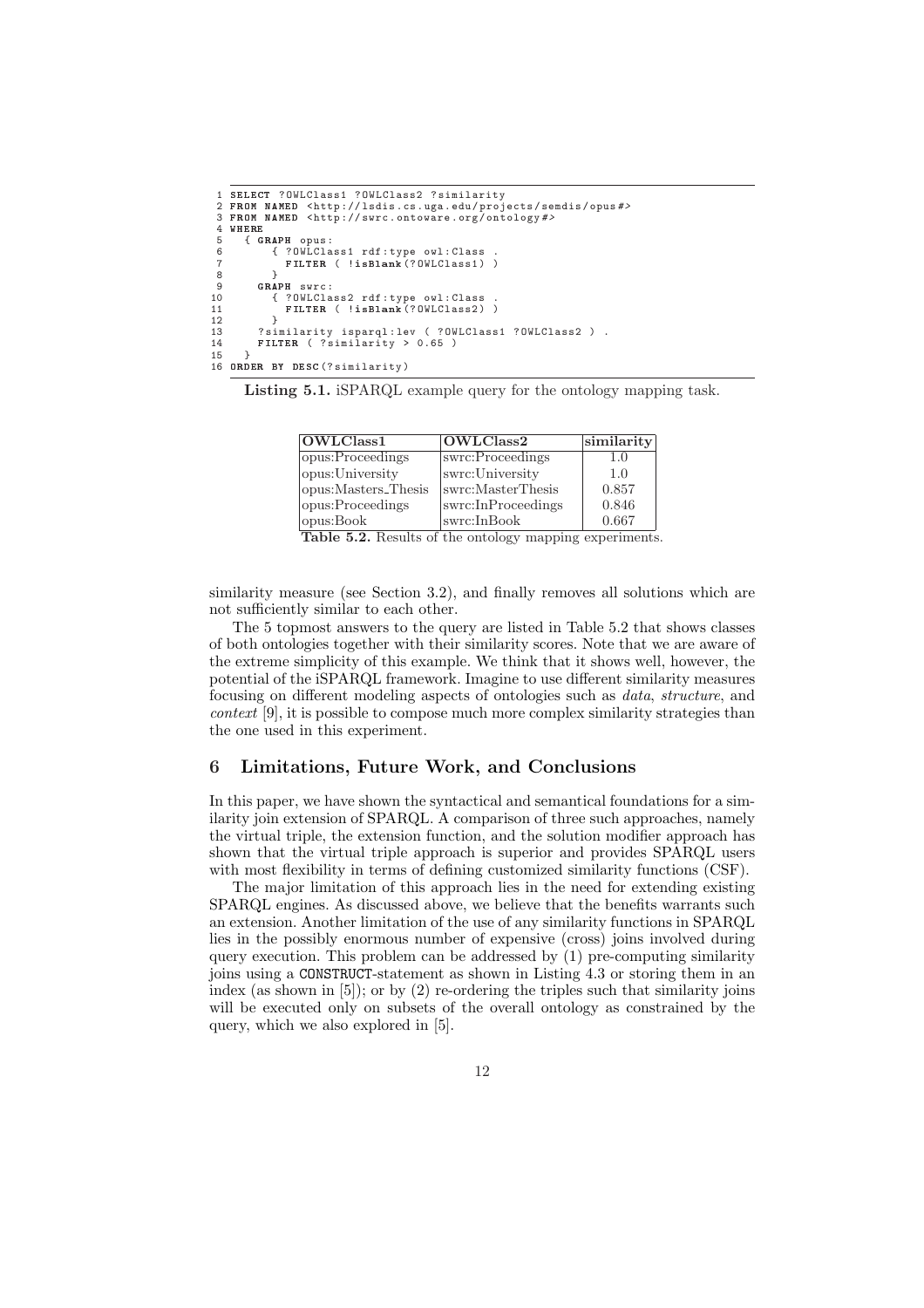```
1 SELECT ?OWLClass1 ?OWLClass2 ?similarity
2 FROM NAMED <http://lsdis.cs.uga.edu/projects/semdis/opus#>
3 FROM NAMED <http://swrc.ontoware.org/ontology#>
4 WHERE
5   { GRAPH opus:
6       { ?OWLClass1 rdf:type owl:Class .
7         FILTER ( !isBlank(?OWLClass1) )
8       }
9     GRAPH swrc:
10      { ?OWLClass2 rdf:type owl:Class .
11        FILTER ( !isBlank(?OWLClass2) )
12      }
13    ?similarity isparql:lev ( ?OWLClass1 ?OWLClass2 ) .
14    FILTER ( ?similarity > 0.65 )
15  }
16 ORDER BY DESC(?similarity)
```

**Listing 5.1.** iSPARQL example query for the ontology mapping task.

| OWLClass1 | OWLClass2 | similarity |
|---|---|---|
| opus:Proceedings | swrc:Proceedings | 1.0 |
| opus:University | swrc:University | 1.0 |
| opus:Masters_Thesis | swrc:MasterThesis | 0.857 |
| opus:Proceedings | swrc:InProceedings | 0.846 |
| opus:Book | swrc:InBook | 0.667 |

**Table 5.2.** Results of the ontology mapping experiments.

similarity measure (see Section 3.2), and finally removes all solutions which are not sufficiently similar to each other.

The 5 topmost answers to the query are listed in Table 5.2 that shows classes of both ontologies together with their similarity scores. Note that we are aware of the extreme simplicity of this example. We think that it shows well, however, the potential of the iSPARQL framework. Imagine to use different similarity measures focusing on different modeling aspects of ontologies such as *data*, *structure*, and *context* [9], it is possible to compose much more complex similarity strategies than the one used in this experiment.

## 6 Limitations, Future Work, and Conclusions

In this paper, we have shown the syntactical and semantical foundations for a similarity join extension of SPARQL. A comparison of three such approaches, namely the virtual triple, the extension function, and the solution modifier approach has shown that the virtual triple approach is superior and provides SPARQL users with most flexibility in terms of defining customized similarity functions (CSF).

The major limitation of this approach lies in the need for extending existing SPARQL engines. As discussed above, we believe that the benefits warrants such an extension. Another limitation of the use of any similarity functions in SPARQL lies in the possibly enormous number of expensive (cross) joins involved during query execution. This problem can be addressed by (1) pre-computing similarity joins using a `CONSTRUCT`-statement as shown in Listing 4.3 or storing them in an index (as shown in [5]); or by (2) re-ordering the triples such that similarity joins will be executed only on subsets of the overall ontology as constrained by the query, which we also explored in [5].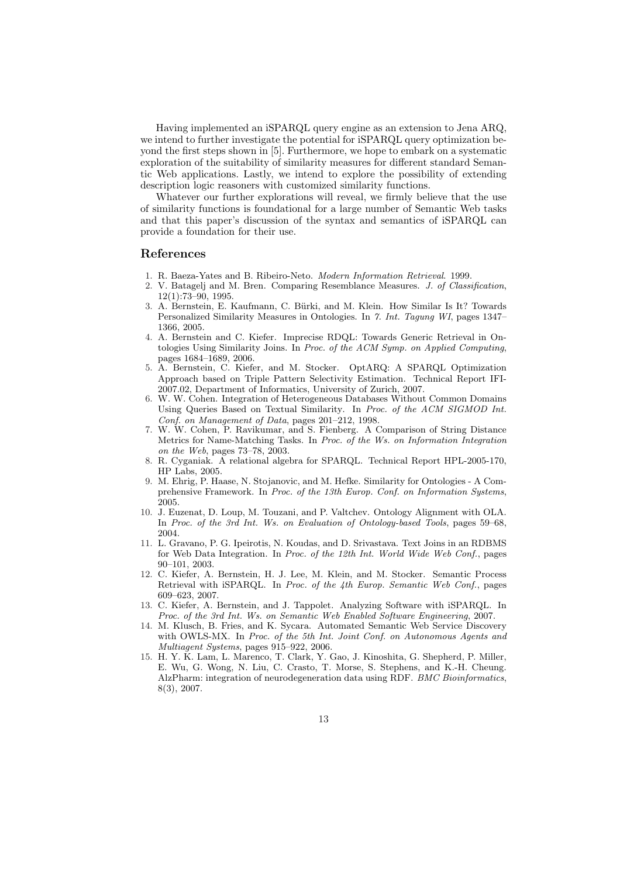Having implemented an iSPARQL query engine as an extension to Jena ARQ, we intend to further investigate the potential for iSPARQL query optimization beyond the first steps shown in [5]. Furthermore, we hope to embark on a systematic exploration of the suitability of similarity measures for different standard Semantic Web applications. Lastly, we intend to explore the possibility of extending description logic reasoners with customized similarity functions.

Whatever our further explorations will reveal, we firmly believe that the use of similarity functions is foundational for a large number of Semantic Web tasks and that this paper's discussion of the syntax and semantics of iSPARQL can provide a foundation for their use.

## References

1. R. Baeza-Yates and B. Ribeiro-Neto. *Modern Information Retrieval*. 1999.
2. V. Batagelj and M. Bren. Comparing Resemblance Measures. *J. of Classification*, 12(1):73–90, 1995.
3. A. Bernstein, E. Kaufmann, C. Bürki, and M. Klein. How Similar Is It? Towards Personalized Similarity Measures in Ontologies. In *7. Int. Tagung WI*, pages 1347–1366, 2005.
4. A. Bernstein and C. Kiefer. Imprecise RDQL: Towards Generic Retrieval in Ontologies Using Similarity Joins. In *Proc. of the ACM Symp. on Applied Computing*, pages 1684–1689, 2006.
5. A. Bernstein, C. Kiefer, and M. Stocker. OptARQ: A SPARQL Optimization Approach based on Triple Pattern Selectivity Estimation. Technical Report IFI-2007.02, Department of Informatics, University of Zurich, 2007.
6. W. W. Cohen. Integration of Heterogeneous Databases Without Common Domains Using Queries Based on Textual Similarity. In *Proc. of the ACM SIGMOD Int. Conf. on Management of Data*, pages 201–212, 1998.
7. W. W. Cohen, P. Ravikumar, and S. Fienberg. A Comparison of String Distance Metrics for Name-Matching Tasks. In *Proc. of the Ws. on Information Integration on the Web*, pages 73–78, 2003.
8. R. Cyganiak. A relational algebra for SPARQL. Technical Report HPL-2005-170, HP Labs, 2005.
9. M. Ehrig, P. Haase, N. Stojanovic, and M. Hefke. Similarity for Ontologies - A Comprehensive Framework. In *Proc. of the 13th Europ. Conf. on Information Systems*, 2005.
10. J. Euzenat, D. Loup, M. Touzani, and P. Valtchev. Ontology Alignment with OLA. In *Proc. of the 3rd Int. Ws. on Evaluation of Ontology-based Tools*, pages 59–68, 2004.
11. L. Gravano, P. G. Ipeirotis, N. Koudas, and D. Srivastava. Text Joins in an RDBMS for Web Data Integration. In *Proc. of the 12th Int. World Wide Web Conf.*, pages 90–101, 2003.
12. C. Kiefer, A. Bernstein, H. J. Lee, M. Klein, and M. Stocker. Semantic Process Retrieval with iSPARQL. In *Proc. of the 4th Europ. Semantic Web Conf.*, pages 609–623, 2007.
13. C. Kiefer, A. Bernstein, and J. Tappolet. Analyzing Software with iSPARQL. In *Proc. of the 3rd Int. Ws. on Semantic Web Enabled Software Engineering*, 2007.
14. M. Klusch, B. Fries, and K. Sycara. Automated Semantic Web Service Discovery with OWLS-MX. In *Proc. of the 5th Int. Joint Conf. on Autonomous Agents and Multiagent Systems*, pages 915–922, 2006.
15. H. Y. K. Lam, L. Marenco, T. Clark, Y. Gao, J. Kinoshita, G. Shepherd, P. Miller, E. Wu, G. Wong, N. Liu, C. Crasto, T. Morse, S. Stephens, and K.-H. Cheung. AlzPharm: integration of neurodegeneration data using RDF. *BMC Bioinformatics*, 8(3), 2007.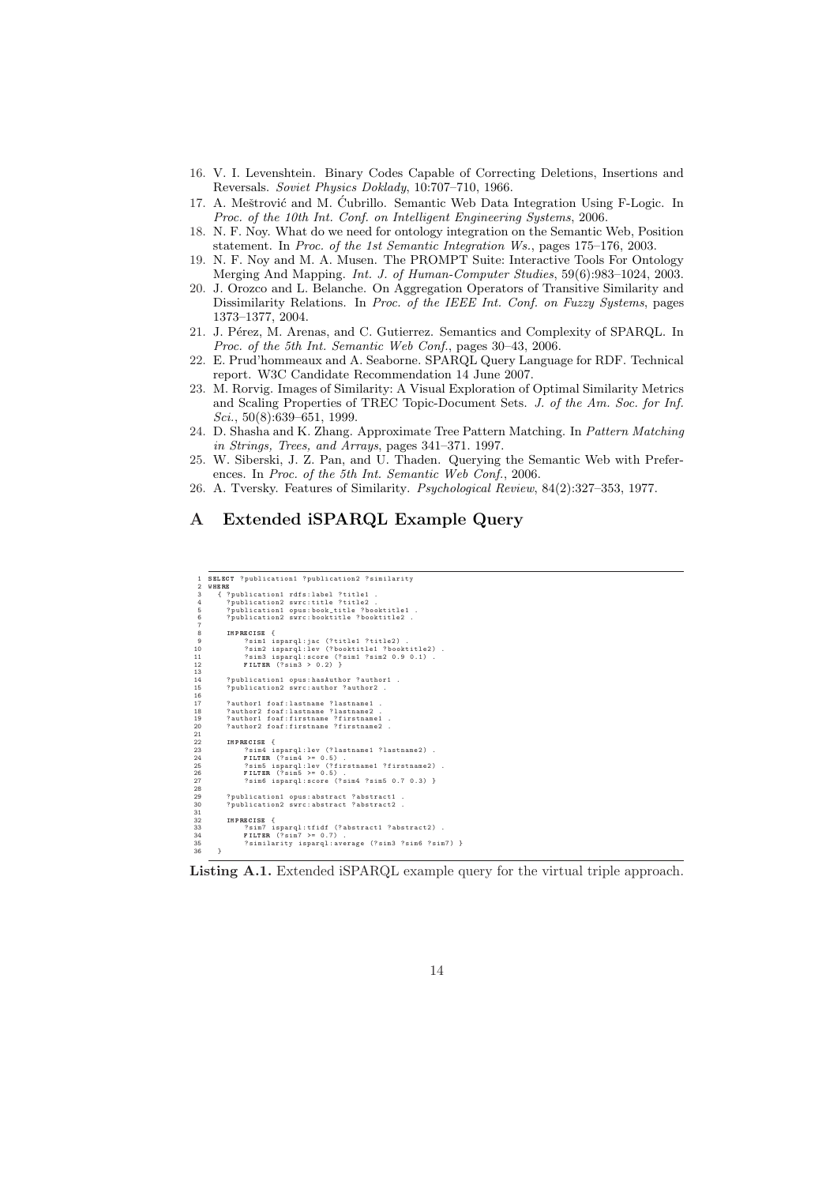16. V. I. Levenshtein. Binary Codes Capable of Correcting Deletions, Insertions and Reversals. *Soviet Physics Doklady*, 10:707–710, 1966.
17. A. Meštrović and M. Ćubrillo. Semantic Web Data Integration Using F-Logic. In *Proc. of the 10th Int. Conf. on Intelligent Engineering Systems*, 2006.
18. N. F. Noy. What do we need for ontology integration on the Semantic Web, Position statement. In *Proc. of the 1st Semantic Integration Ws.*, pages 175–176, 2003.
19. N. F. Noy and M. A. Musen. The PROMPT Suite: Interactive Tools For Ontology Merging And Mapping. *Int. J. of Human-Computer Studies*, 59(6):983–1024, 2003.
20. J. Orozco and L. Belanche. On Aggregation Operators of Transitive Similarity and Dissimilarity Relations. In *Proc. of the IEEE Int. Conf. on Fuzzy Systems*, pages 1373–1377, 2004.
21. J. Pérez, M. Arenas, and C. Gutierrez. Semantics and Complexity of SPARQL. In *Proc. of the 5th Int. Semantic Web Conf.*, pages 30–43, 2006.
22. E. Prud'hommeaux and A. Seaborne. SPARQL Query Language for RDF. Technical report. W3C Candidate Recommendation 14 June 2007.
23. M. Rorvig. Images of Similarity: A Visual Exploration of Optimal Similarity Metrics and Scaling Properties of TREC Topic-Document Sets. *J. of the Am. Soc. for Inf. Sci.*, 50(8):639–651, 1999.
24. D. Shasha and K. Zhang. Approximate Tree Pattern Matching. In *Pattern Matching in Strings, Trees, and Arrays*, pages 341–371. 1997.
25. W. Siberski, J. Z. Pan, and U. Thaden. Querying the Semantic Web with Preferences. In *Proc. of the 5th Int. Semantic Web Conf.*, 2006.
26. A. Tversky. Features of Similarity. *Psychological Review*, 84(2):327–353, 1977.

# A Extended iSPARQL Example Query

```
1  SELECT ?publication1 ?publication2 ?similarity
2  WHERE
3    { ?publication1 rdfs:label ?title1 .
4      ?publication2 swrc:title ?title2 .
5      ?publication1 opus:book_title ?booktitle1 .
6      ?publication2 swrc:booktitle ?booktitle2 .
7
8      IMPRECISE {
9          ?sim1 isparql:jac (?title1 ?title2) .
10         ?sim2 isparql:lev (?booktitle1 ?booktitle2) .
11         ?sim3 isparql:score (?sim1 ?sim2 0.9 0.1) .
12         FILTER (?sim3 > 0.2) }
13
14     ?publication1 opus:hasAuthor ?author1 .
15     ?publication2 swrc:author ?author2 .
16
17     ?author1 foaf:lastname ?lastname1 .
18     ?author2 foaf:lastname ?lastname2 .
19     ?author1 foaf:firstname ?firstname1 .
20     ?author2 foaf:firstname ?firstname2 .
21
22     IMPRECISE {
23         ?sim4 isparql:lev (?lastname1 ?lastname2) .
24         FILTER (?sim4 >= 0.5) .
25         ?sim5 isparql:lev (?firstname1 ?firstname2) .
26         FILTER (?sim5 >= 0.5) .
27         ?sim6 isparql:score (?sim4 ?sim5 0.7 0.3) }
28
29     ?publication1 opus:abstract ?abstract1 .
30     ?publication2 swrc:abstract ?abstract2 .
31
32     IMPRECISE {
33         ?sim7 isparql:tfidf (?abstract1 ?abstract2) .
34         FILTER (?sim7 >= 0.7) .
35         ?similarity isparql:average (?sim3 ?sim6 ?sim7) }
36   }
```

**Listing A.1.** Extended iSPARQL example query for the virtual triple approach.